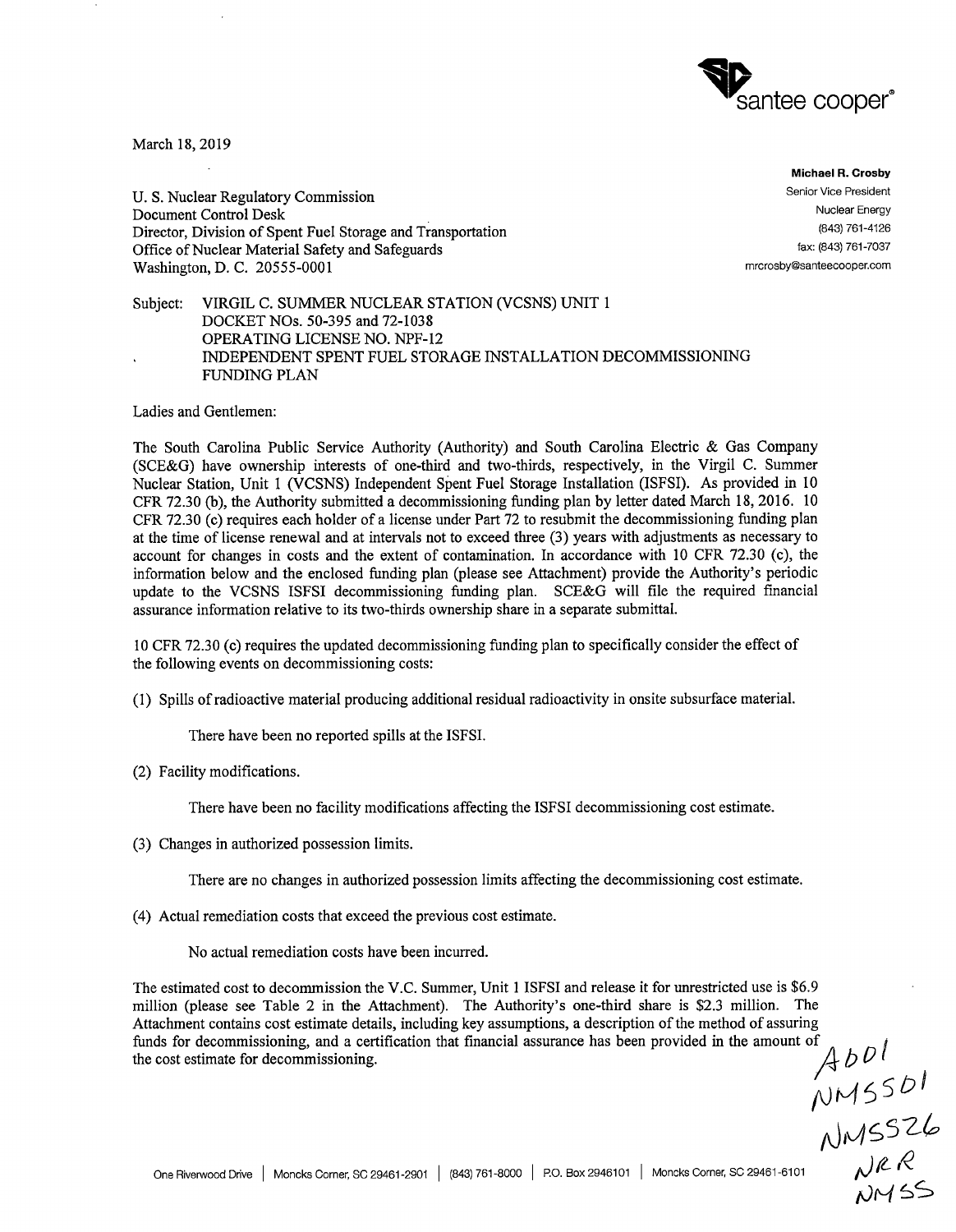santee cooper®

March 18, 2019

**Michael R. Crosby**
Senior Vice President
Nuclear Energy
(843) 761-4126
fax: (843) 761-7037
mrcrosby@santeecooper.com

U. S. Nuclear Regulatory Commission
Document Control Desk
Director, Division of Spent Fuel Storage and Transportation
Office of Nuclear Material Safety and Safeguards
Washington, D. C. 20555-0001

Subject: VIRGIL C. SUMMER NUCLEAR STATION (VCSNS) UNIT 1
DOCKET NOs. 50-395 and 72-1038
OPERATING LICENSE NO. NPF-12
INDEPENDENT SPENT FUEL STORAGE INSTALLATION DECOMMISSIONING FUNDING PLAN

Ladies and Gentlemen:

The South Carolina Public Service Authority (Authority) and South Carolina Electric & Gas Company (SCE&G) have ownership interests of one-third and two-thirds, respectively, in the Virgil C. Summer Nuclear Station, Unit 1 (VCSNS) Independent Spent Fuel Storage Installation (ISFSI). As provided in 10 CFR 72.30 (b), the Authority submitted a decommissioning funding plan by letter dated March 18, 2016. 10 CFR 72.30 (c) requires each holder of a license under Part 72 to resubmit the decommissioning funding plan at the time of license renewal and at intervals not to exceed three (3) years with adjustments as necessary to account for changes in costs and the extent of contamination. In accordance with 10 CFR 72.30 (c), the information below and the enclosed funding plan (please see Attachment) provide the Authority's periodic update to the VCSNS ISFSI decommissioning funding plan. SCE&G will file the required financial assurance information relative to its two-thirds ownership share in a separate submittal.

10 CFR 72.30 (c) requires the updated decommissioning funding plan to specifically consider the effect of the following events on decommissioning costs:

(1) Spills of radioactive material producing additional residual radioactivity in onsite subsurface material.

There have been no reported spills at the ISFSI.

(2) Facility modifications.

There have been no facility modifications affecting the ISFSI decommissioning cost estimate.

(3) Changes in authorized possession limits.

There are no changes in authorized possession limits affecting the decommissioning cost estimate.

(4) Actual remediation costs that exceed the previous cost estimate.

No actual remediation costs have been incurred.

The estimated cost to decommission the V.C. Summer, Unit 1 ISFSI and release it for unrestricted use is $6.9 million (please see Table 2 in the Attachment). The Authority's one-third share is $2.3 million. The Attachment contains cost estimate details, including key assumptions, a description of the method of assuring funds for decommissioning, and a certification that financial assurance has been provided in the amount of the cost estimate for decommissioning.

A001
NMSS01
NMSS26
NRR
NMSS

One Riverwood Drive | Moncks Corner, SC 29461-2901 | (843) 761-8000 | P.O. Box 2946101 | Moncks Corner, SC 29461-6101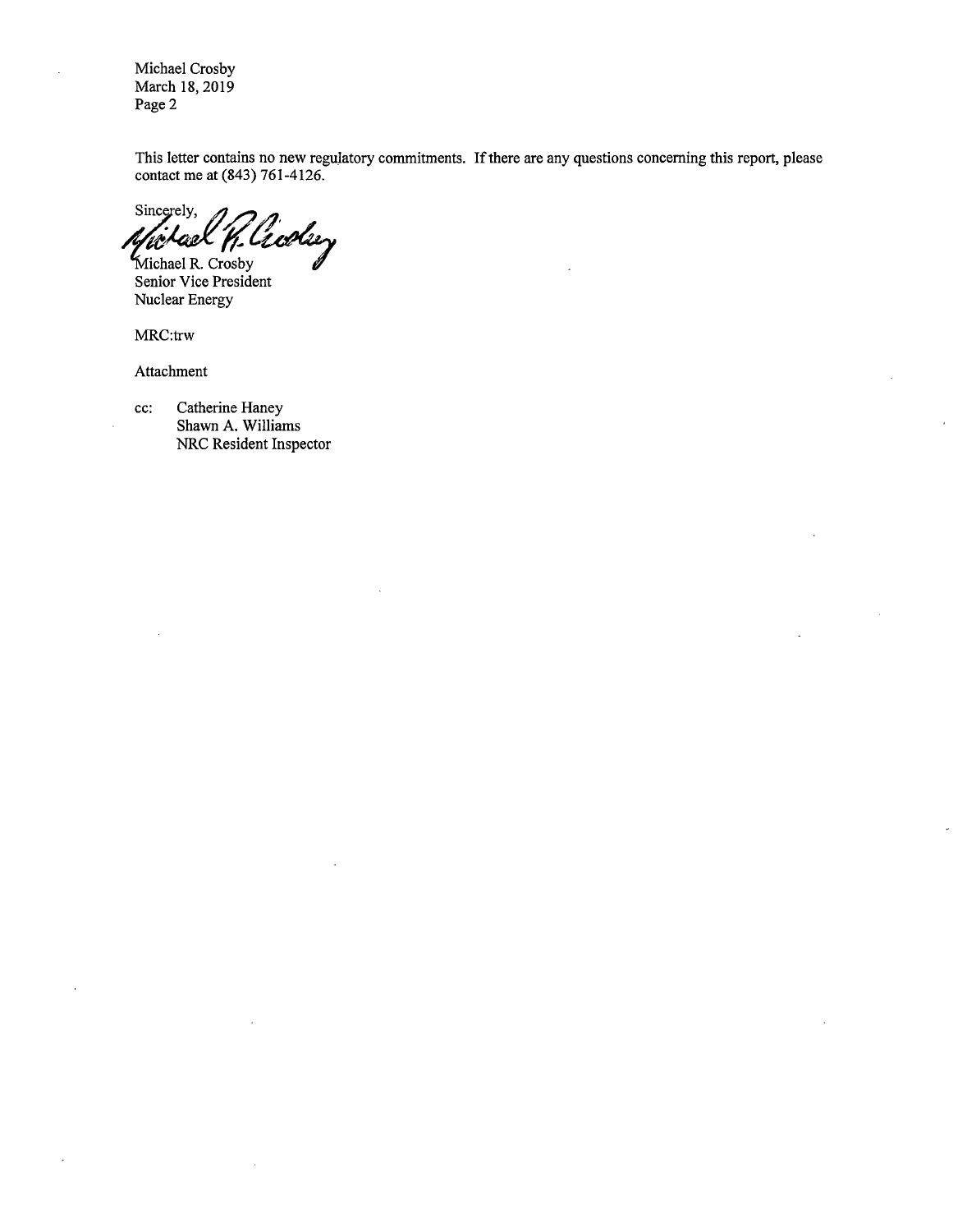This letter contains no new regulatory commitments. If there are any questions concerning this report, please contact me at (843) 761-4126.

Sincerely,

Michael R. Crosby
Senior Vice President
Nuclear Energy

MRC:trw

Attachment

cc: Catherine Haney
Shawn A. Williams
NRC Resident Inspector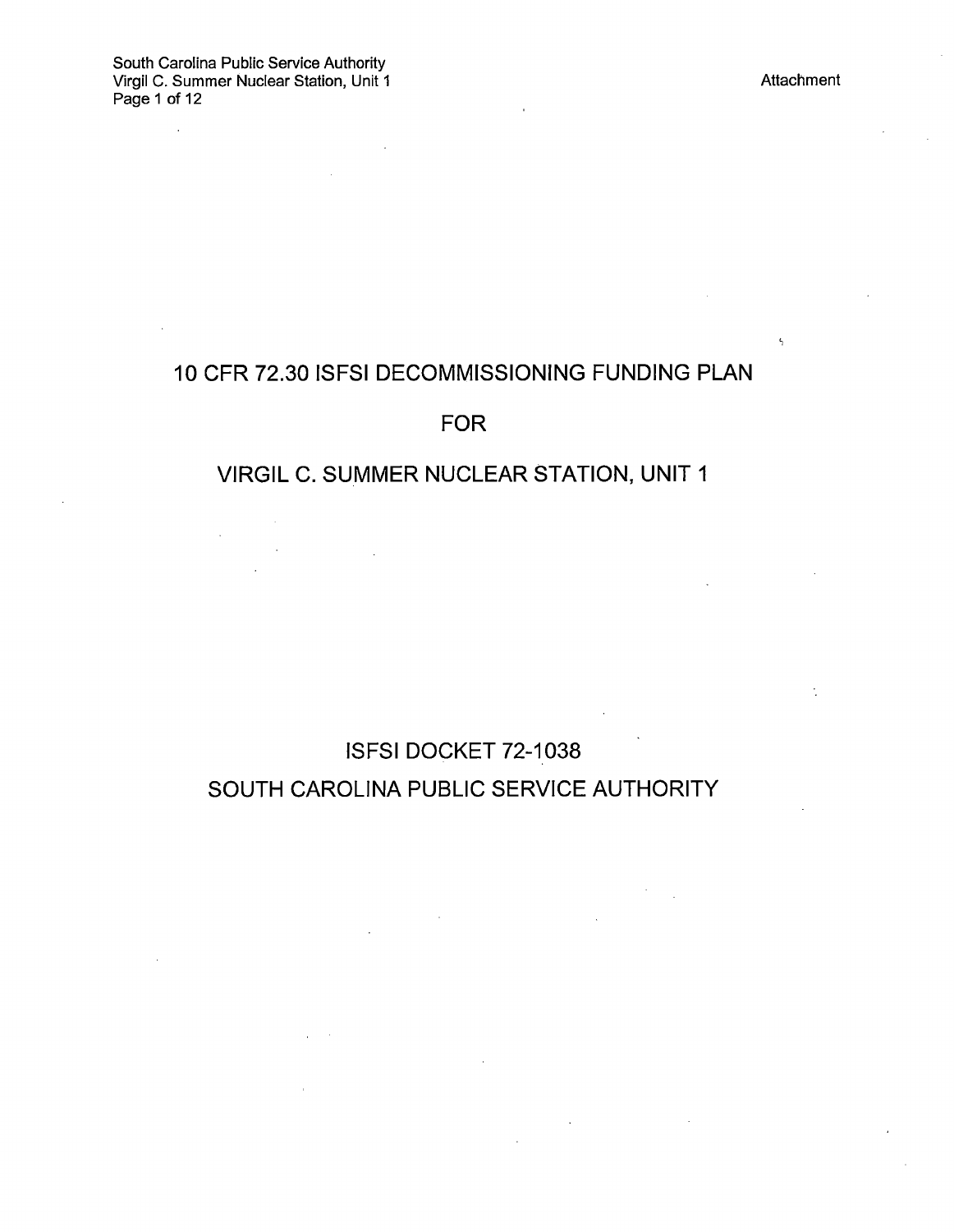# 10 CFR 72.30 ISFSI DECOMMISSIONING FUNDING PLAN

# FOR

# VIRGIL C. SUMMER NUCLEAR STATION, UNIT 1

## ISFSI DOCKET 72-1038

## SOUTH CAROLINA PUBLIC SERVICE AUTHORITY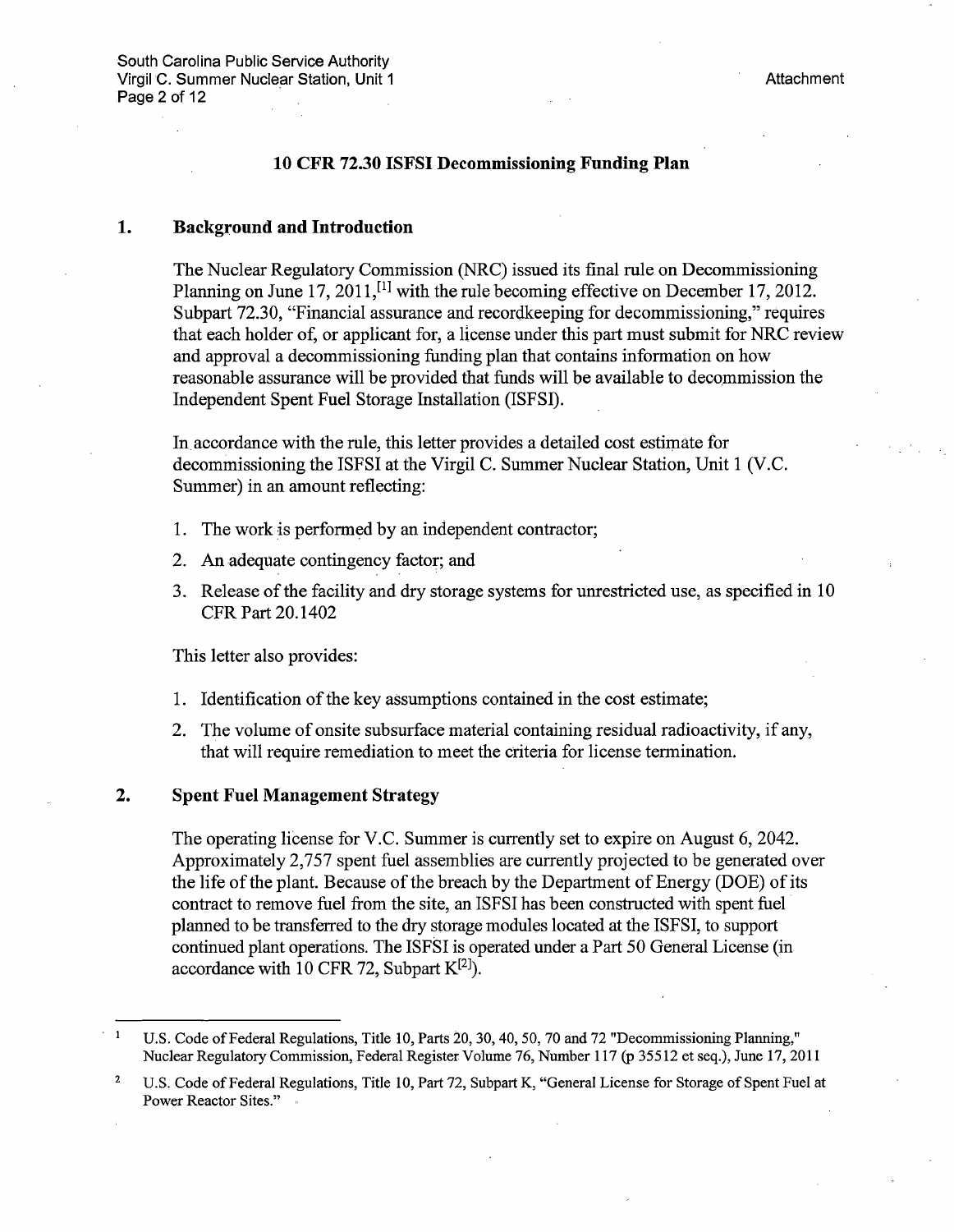## 10 CFR 72.30 ISFSI Decommissioning Funding Plan

### 1. Background and Introduction

The Nuclear Regulatory Commission (NRC) issued its final rule on Decommissioning Planning on June 17, 2011,[1] with the rule becoming effective on December 17, 2012. Subpart 72.30, "Financial assurance and recordkeeping for decommissioning," requires that each holder of, or applicant for, a license under this part must submit for NRC review and approval a decommissioning funding plan that contains information on how reasonable assurance will be provided that funds will be available to decommission the Independent Spent Fuel Storage Installation (ISFSI).

In accordance with the rule, this letter provides a detailed cost estimate for decommissioning the ISFSI at the Virgil C. Summer Nuclear Station, Unit 1 (V.C. Summer) in an amount reflecting:

1. The work is performed by an independent contractor;
2. An adequate contingency factor; and
3. Release of the facility and dry storage systems for unrestricted use, as specified in 10 CFR Part 20.1402

This letter also provides:

1. Identification of the key assumptions contained in the cost estimate;
2. The volume of onsite subsurface material containing residual radioactivity, if any, that will require remediation to meet the criteria for license termination.

### 2. Spent Fuel Management Strategy

The operating license for V.C. Summer is currently set to expire on August 6, 2042. Approximately 2,757 spent fuel assemblies are currently projected to be generated over the life of the plant. Because of the breach by the Department of Energy (DOE) of its contract to remove fuel from the site, an ISFSI has been constructed with spent fuel planned to be transferred to the dry storage modules located at the ISFSI, to support continued plant operations. The ISFSI is operated under a Part 50 General License (in accordance with 10 CFR 72, Subpart K[2]).

---

1 U.S. Code of Federal Regulations, Title 10, Parts 20, 30, 40, 50, 70 and 72 "Decommissioning Planning," Nuclear Regulatory Commission, Federal Register Volume 76, Number 117 (p 35512 et seq.), June 17, 2011

2 U.S. Code of Federal Regulations, Title 10, Part 72, Subpart K, "General License for Storage of Spent Fuel at Power Reactor Sites."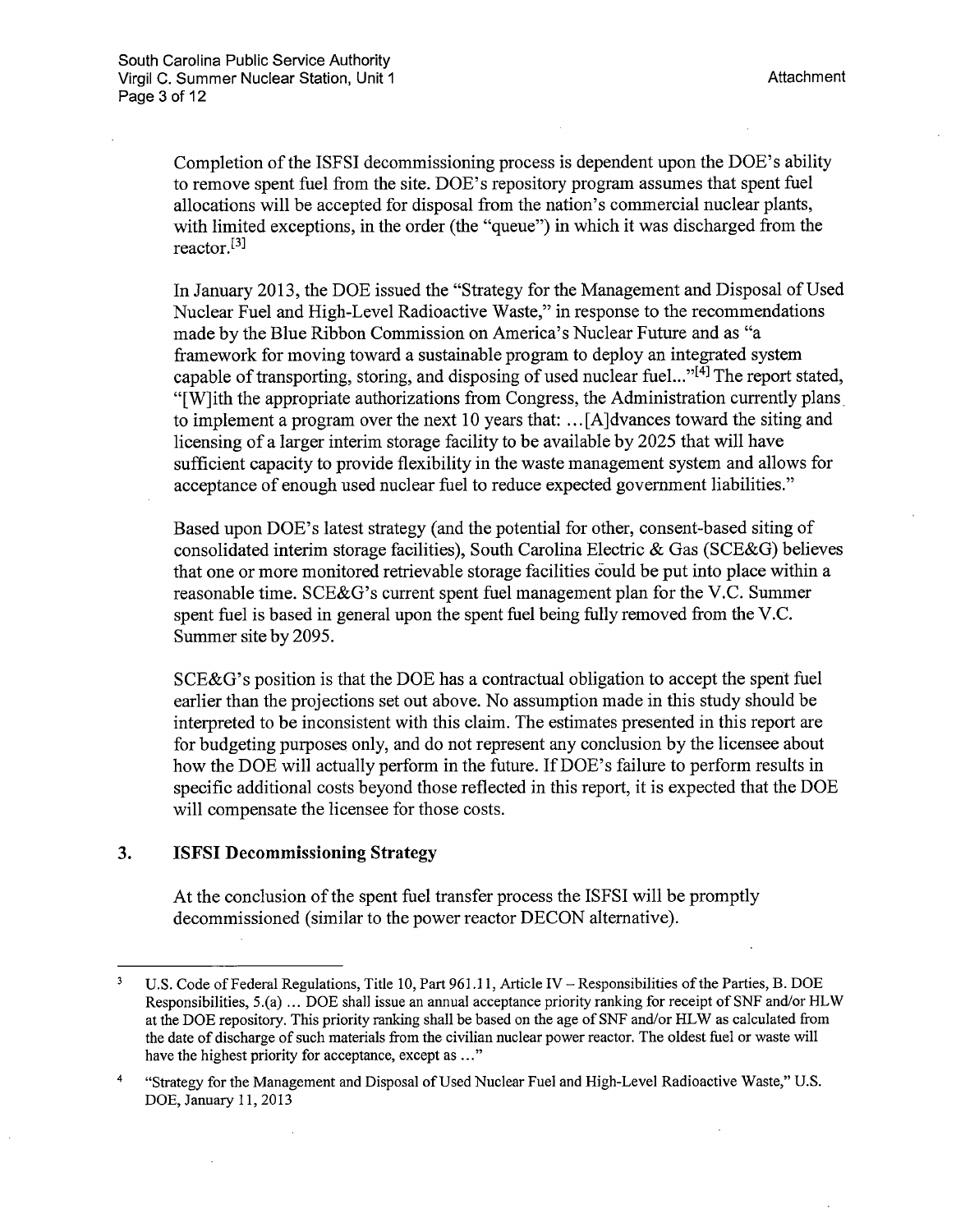Completion of the ISFSI decommissioning process is dependent upon the DOE's ability to remove spent fuel from the site. DOE's repository program assumes that spent fuel allocations will be accepted for disposal from the nation's commercial nuclear plants, with limited exceptions, in the order (the "queue") in which it was discharged from the reactor.[3]

In January 2013, the DOE issued the "Strategy for the Management and Disposal of Used Nuclear Fuel and High-Level Radioactive Waste," in response to the recommendations made by the Blue Ribbon Commission on America's Nuclear Future and as "a framework for moving toward a sustainable program to deploy an integrated system capable of transporting, storing, and disposing of used nuclear fuel..."[4] The report stated, "[W]ith the appropriate authorizations from Congress, the Administration currently plans to implement a program over the next 10 years that: ...[A]dvances toward the siting and licensing of a larger interim storage facility to be available by 2025 that will have sufficient capacity to provide flexibility in the waste management system and allows for acceptance of enough used nuclear fuel to reduce expected government liabilities."

Based upon DOE's latest strategy (and the potential for other, consent-based siting of consolidated interim storage facilities), South Carolina Electric & Gas (SCE&G) believes that one or more monitored retrievable storage facilities could be put into place within a reasonable time. SCE&G's current spent fuel management plan for the V.C. Summer spent fuel is based in general upon the spent fuel being fully removed from the V.C. Summer site by 2095.

SCE&G's position is that the DOE has a contractual obligation to accept the spent fuel earlier than the projections set out above. No assumption made in this study should be interpreted to be inconsistent with this claim. The estimates presented in this report are for budgeting purposes only, and do not represent any conclusion by the licensee about how the DOE will actually perform in the future. If DOE's failure to perform results in specific additional costs beyond those reflected in this report, it is expected that the DOE will compensate the licensee for those costs.

## 3. ISFSI Decommissioning Strategy

At the conclusion of the spent fuel transfer process the ISFSI will be promptly decommissioned (similar to the power reactor DECON alternative).

---

[3] U.S. Code of Federal Regulations, Title 10, Part 961.11, Article IV – Responsibilities of the Parties, B. DOE Responsibilities, 5.(a) ... DOE shall issue an annual acceptance priority ranking for receipt of SNF and/or HLW at the DOE repository. This priority ranking shall be based on the age of SNF and/or HLW as calculated from the date of discharge of such materials from the civilian nuclear power reactor. The oldest fuel or waste will have the highest priority for acceptance, except as ..."

[4] "Strategy for the Management and Disposal of Used Nuclear Fuel and High-Level Radioactive Waste," U.S. DOE, January 11, 2013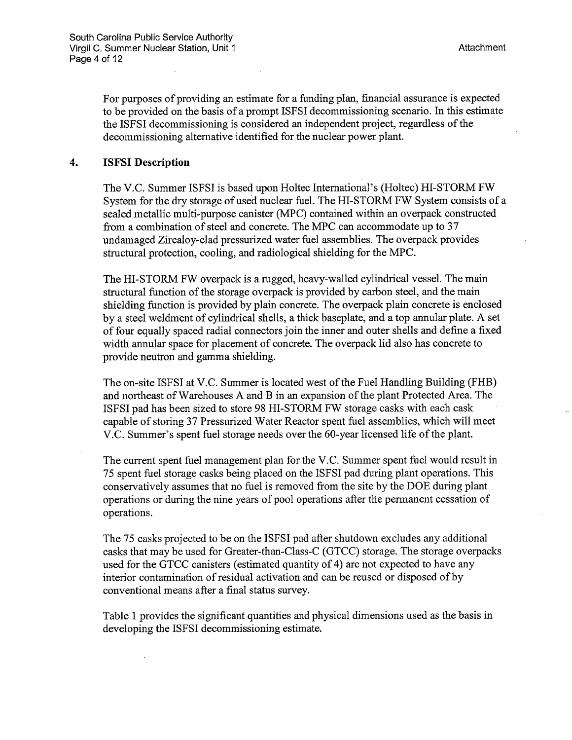For purposes of providing an estimate for a funding plan, financial assurance is expected to be provided on the basis of a prompt ISFSI decommissioning scenario. In this estimate the ISFSI decommissioning is considered an independent project, regardless of the decommissioning alternative identified for the nuclear power plant.

## 4. ISFSI Description

The V.C. Summer ISFSI is based upon Holtec International's (Holtec) HI-STORM FW System for the dry storage of used nuclear fuel. The HI-STORM FW System consists of a sealed metallic multi-purpose canister (MPC) contained within an overpack constructed from a combination of steel and concrete. The MPC can accommodate up to 37 undamaged Zircaloy-clad pressurized water fuel assemblies. The overpack provides structural protection, cooling, and radiological shielding for the MPC.

The HI-STORM FW overpack is a rugged, heavy-walled cylindrical vessel. The main structural function of the storage overpack is provided by carbon steel, and the main shielding function is provided by plain concrete. The overpack plain concrete is enclosed by a steel weldment of cylindrical shells, a thick baseplate, and a top annular plate. A set of four equally spaced radial connectors join the inner and outer shells and define a fixed width annular space for placement of concrete. The overpack lid also has concrete to provide neutron and gamma shielding.

The on-site ISFSI at V.C. Summer is located west of the Fuel Handling Building (FHB) and northeast of Warehouses A and B in an expansion of the plant Protected Area. The ISFSI pad has been sized to store 98 HI-STORM FW storage casks with each cask capable of storing 37 Pressurized Water Reactor spent fuel assemblies, which will meet V.C. Summer's spent fuel storage needs over the 60-year licensed life of the plant.

The current spent fuel management plan for the V.C. Summer spent fuel would result in 75 spent fuel storage casks being placed on the ISFSI pad during plant operations. This conservatively assumes that no fuel is removed from the site by the DOE during plant operations or during the nine years of pool operations after the permanent cessation of operations.

The 75 casks projected to be on the ISFSI pad after shutdown excludes any additional casks that may be used for Greater-than-Class-C (GTCC) storage. The storage overpacks used for the GTCC canisters (estimated quantity of 4) are not expected to have any interior contamination of residual activation and can be reused or disposed of by conventional means after a final status survey.

Table 1 provides the significant quantities and physical dimensions used as the basis in developing the ISFSI decommissioning estimate.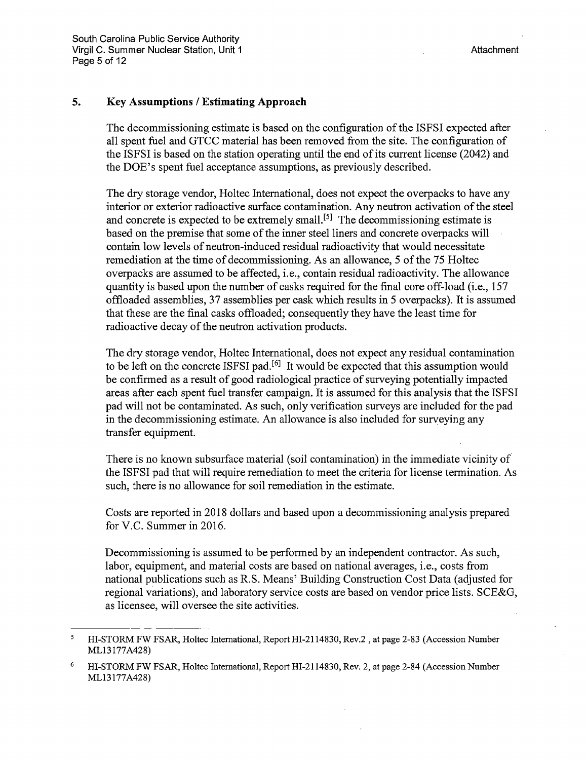## 5. Key Assumptions / Estimating Approach

The decommissioning estimate is based on the configuration of the ISFSI expected after all spent fuel and GTCC material has been removed from the site. The configuration of the ISFSI is based on the station operating until the end of its current license (2042) and the DOE's spent fuel acceptance assumptions, as previously described.

The dry storage vendor, Holtec International, does not expect the overpacks to have any interior or exterior radioactive surface contamination. Any neutron activation of the steel and concrete is expected to be extremely small.[5] The decommissioning estimate is based on the premise that some of the inner steel liners and concrete overpacks will contain low levels of neutron-induced residual radioactivity that would necessitate remediation at the time of decommissioning. As an allowance, 5 of the 75 Holtec overpacks are assumed to be affected, i.e., contain residual radioactivity. The allowance quantity is based upon the number of casks required for the final core off-load (i.e., 157 offloaded assemblies, 37 assemblies per cask which results in 5 overpacks). It is assumed that these are the final casks offloaded; consequently they have the least time for radioactive decay of the neutron activation products.

The dry storage vendor, Holtec International, does not expect any residual contamination to be left on the concrete ISFSI pad.[6] It would be expected that this assumption would be confirmed as a result of good radiological practice of surveying potentially impacted areas after each spent fuel transfer campaign. It is assumed for this analysis that the ISFSI pad will not be contaminated. As such, only verification surveys are included for the pad in the decommissioning estimate. An allowance is also included for surveying any transfer equipment.

There is no known subsurface material (soil contamination) in the immediate vicinity of the ISFSI pad that will require remediation to meet the criteria for license termination. As such, there is no allowance for soil remediation in the estimate.

Costs are reported in 2018 dollars and based upon a decommissioning analysis prepared for V.C. Summer in 2016.

Decommissioning is assumed to be performed by an independent contractor. As such, labor, equipment, and material costs are based on national averages, i.e., costs from national publications such as R.S. Means' Building Construction Cost Data (adjusted for regional variations), and laboratory service costs are based on vendor price lists. SCE&G, as licensee, will oversee the site activities.

---

5 HI-STORM FW FSAR, Holtec International, Report HI-2114830, Rev.2 , at page 2-83 (Accession Number ML13177A428)

6 HI-STORM FW FSAR, Holtec International, Report HI-2114830, Rev. 2, at page 2-84 (Accession Number ML13177A428)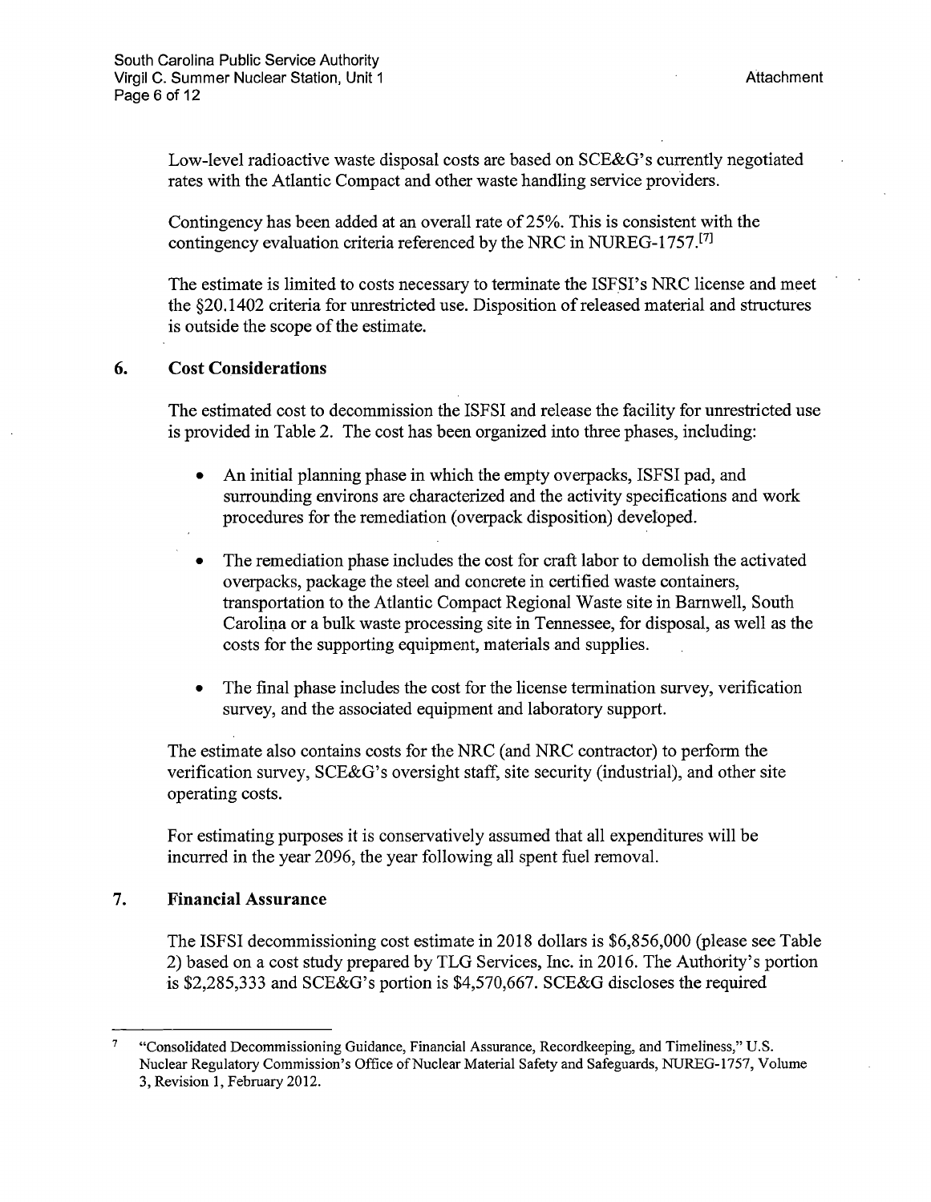Low-level radioactive waste disposal costs are based on SCE&G's currently negotiated rates with the Atlantic Compact and other waste handling service providers.

Contingency has been added at an overall rate of 25%. This is consistent with the contingency evaluation criteria referenced by the NRC in NUREG-1757.[7]

The estimate is limited to costs necessary to terminate the ISFSI's NRC license and meet the §20.1402 criteria for unrestricted use. Disposition of released material and structures is outside the scope of the estimate.

## 6. Cost Considerations

The estimated cost to decommission the ISFSI and release the facility for unrestricted use is provided in Table 2. The cost has been organized into three phases, including:

- An initial planning phase in which the empty overpacks, ISFSI pad, and surrounding environs are characterized and the activity specifications and work procedures for the remediation (overpack disposition) developed.
- The remediation phase includes the cost for craft labor to demolish the activated overpacks, package the steel and concrete in certified waste containers, transportation to the Atlantic Compact Regional Waste site in Barnwell, South Carolina or a bulk waste processing site in Tennessee, for disposal, as well as the costs for the supporting equipment, materials and supplies.
- The final phase includes the cost for the license termination survey, verification survey, and the associated equipment and laboratory support.

The estimate also contains costs for the NRC (and NRC contractor) to perform the verification survey, SCE&G's oversight staff, site security (industrial), and other site operating costs.

For estimating purposes it is conservatively assumed that all expenditures will be incurred in the year 2096, the year following all spent fuel removal.

## 7. Financial Assurance

The ISFSI decommissioning cost estimate in 2018 dollars is $6,856,000 (please see Table 2) based on a cost study prepared by TLG Services, Inc. in 2016. The Authority's portion is $2,285,333 and SCE&G's portion is $4,570,667. SCE&G discloses the required

---

[7] "Consolidated Decommissioning Guidance, Financial Assurance, Recordkeeping, and Timeliness," U.S. Nuclear Regulatory Commission's Office of Nuclear Material Safety and Safeguards, NUREG-1757, Volume 3, Revision 1, February 2012.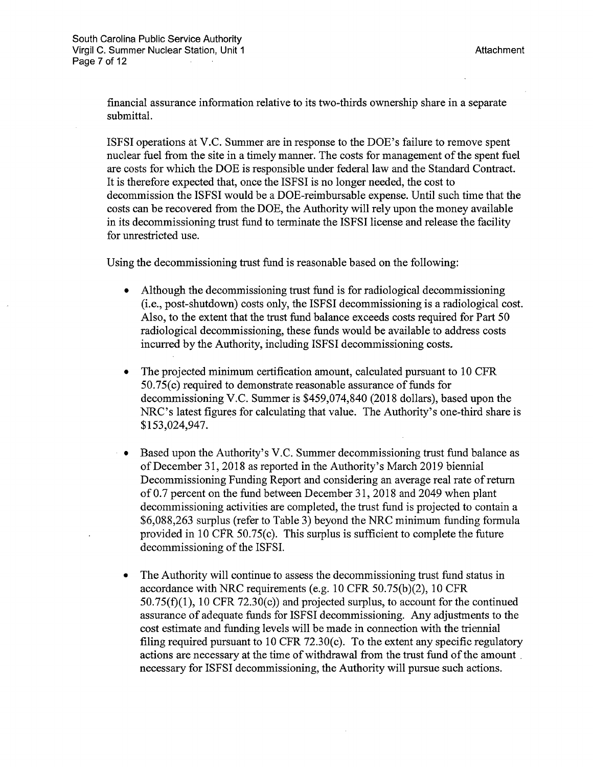financial assurance information relative to its two-thirds ownership share in a separate submittal.

ISFSI operations at V.C. Summer are in response to the DOE's failure to remove spent nuclear fuel from the site in a timely manner. The costs for management of the spent fuel are costs for which the DOE is responsible under federal law and the Standard Contract. It is therefore expected that, once the ISFSI is no longer needed, the cost to decommission the ISFSI would be a DOE-reimbursable expense. Until such time that the costs can be recovered from the DOE, the Authority will rely upon the money available in its decommissioning trust fund to terminate the ISFSI license and release the facility for unrestricted use.

Using the decommissioning trust fund is reasonable based on the following:

- Although the decommissioning trust fund is for radiological decommissioning (i.e., post-shutdown) costs only, the ISFSI decommissioning is a radiological cost. Also, to the extent that the trust fund balance exceeds costs required for Part 50 radiological decommissioning, these funds would be available to address costs incurred by the Authority, including ISFSI decommissioning costs.

- The projected minimum certification amount, calculated pursuant to 10 CFR 50.75(c) required to demonstrate reasonable assurance of funds for decommissioning V.C. Summer is $459,074,840 (2018 dollars), based upon the NRC's latest figures for calculating that value. The Authority's one-third share is $153,024,947.

- Based upon the Authority's V.C. Summer decommissioning trust fund balance as of December 31, 2018 as reported in the Authority's March 2019 biennial Decommissioning Funding Report and considering an average real rate of return of 0.7 percent on the fund between December 31, 2018 and 2049 when plant decommissioning activities are completed, the trust fund is projected to contain a $6,088,263 surplus (refer to Table 3) beyond the NRC minimum funding formula provided in 10 CFR 50.75(c). This surplus is sufficient to complete the future decommissioning of the ISFSI.

- The Authority will continue to assess the decommissioning trust fund status in accordance with NRC requirements (e.g. 10 CFR 50.75(b)(2), 10 CFR 50.75(f)(1), 10 CFR 72.30(c)) and projected surplus, to account for the continued assurance of adequate funds for ISFSI decommissioning. Any adjustments to the cost estimate and funding levels will be made in connection with the triennial filing required pursuant to 10 CFR 72.30(c). To the extent any specific regulatory actions are necessary at the time of withdrawal from the trust fund of the amount necessary for ISFSI decommissioning, the Authority will pursue such actions.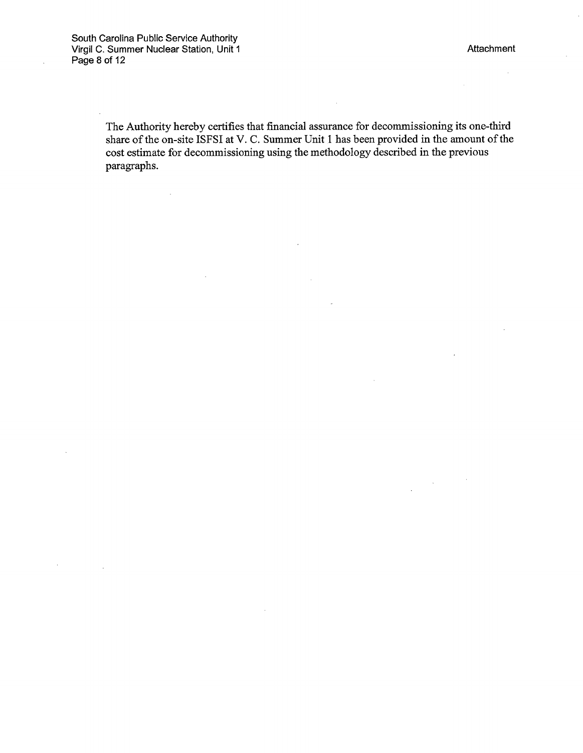The Authority hereby certifies that financial assurance for decommissioning its one-third share of the on-site ISFSI at V. C. Summer Unit 1 has been provided in the amount of the cost estimate for decommissioning using the methodology described in the previous paragraphs.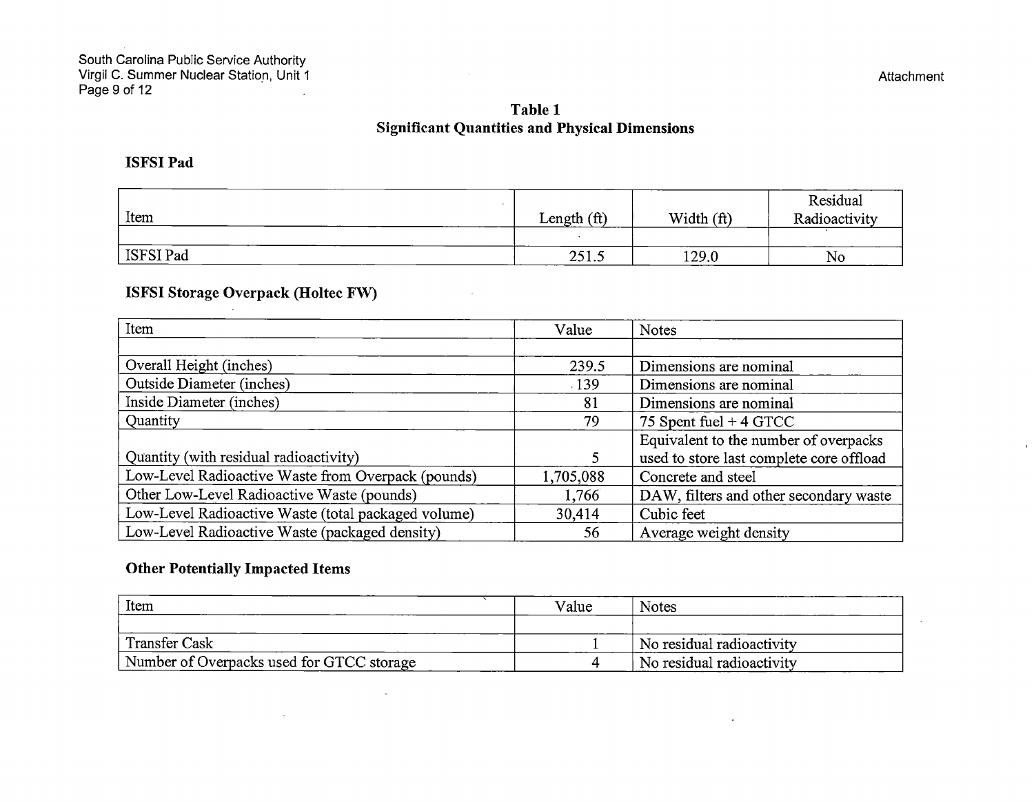## Table 1
## Significant Quantities and Physical Dimensions

### ISFSI Pad

| Item | Length (ft) | Width (ft) | Residual Radioactivity |
|---|---|---|---|
| | | | |
| ISFSI Pad | 251.5 | 129.0 | No |

### ISFSI Storage Overpack (Holtec FW)

| Item | Value | Notes |
|---|---|---|
| | | |
| Overall Height (inches) | 239.5 | Dimensions are nominal |
| Outside Diameter (inches) | 139 | Dimensions are nominal |
| Inside Diameter (inches) | 81 | Dimensions are nominal |
| Quantity | 79 | 75 Spent fuel + 4 GTCC |
| Quantity (with residual radioactivity) | 5 | Equivalent to the number of overpacks used to store last complete core offload |
| Low-Level Radioactive Waste from Overpack (pounds) | 1,705,088 | Concrete and steel |
| Other Low-Level Radioactive Waste (pounds) | 1,766 | DAW, filters and other secondary waste |
| Low-Level Radioactive Waste (total packaged volume) | 30,414 | Cubic feet |
| Low-Level Radioactive Waste (packaged density) | 56 | Average weight density |

### Other Potentially Impacted Items

| Item | Value | Notes |
|---|---|---|
| | | |
| Transfer Cask | 1 | No residual radioactivity |
| Number of Overpacks used for GTCC storage | 4 | No residual radioactivity |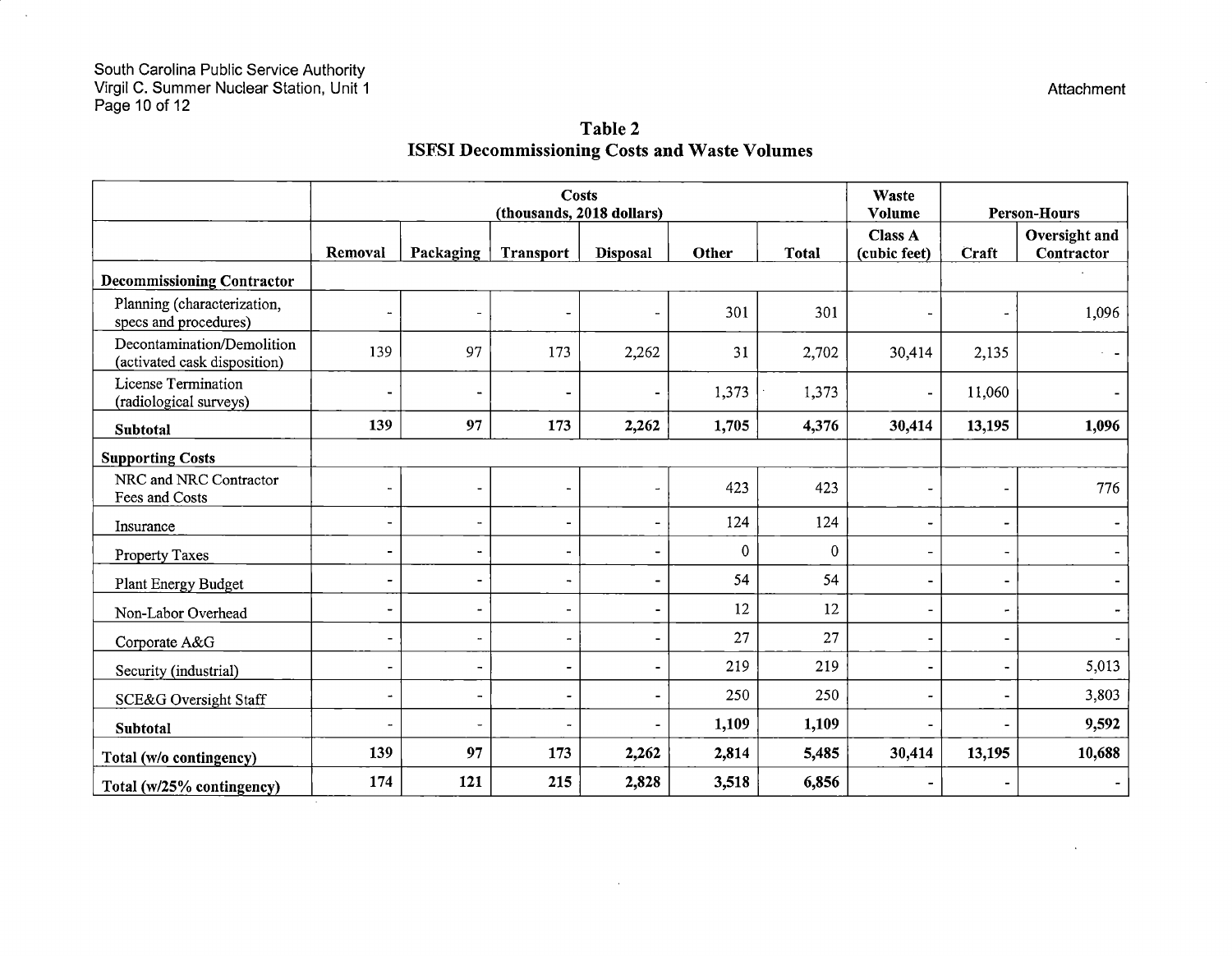## Table 2
## ISFSI Decommissioning Costs and Waste Volumes

| | Costs (thousands, 2018 dollars) | | | | | | Waste Volume | Person-Hours | |
|---|---|---|---|---|---|---|---|---|---|
| | Removal | Packaging | Transport | Disposal | Other | Total | Class A (cubic feet) | Craft | Oversight and Contractor |
| **Decommissioning Contractor** | | | | | | | | | |
| Planning (characterization, specs and procedures) | - | - | - | - | 301 | 301 | - | - | 1,096 |
| Decontamination/Demolition (activated cask disposition) | 139 | 97 | 173 | 2,262 | 31 | 2,702 | 30,414 | 2,135 | - |
| License Termination (radiological surveys) | - | - | - | - | 1,373 | 1,373 | - | 11,060 | - |
| **Subtotal** | **139** | **97** | **173** | **2,262** | **1,705** | **4,376** | **30,414** | **13,195** | **1,096** |
| **Supporting Costs** | | | | | | | | | |
| NRC and NRC Contractor Fees and Costs | - | - | - | - | 423 | 423 | - | - | 776 |
| Insurance | - | - | - | - | 124 | 124 | - | - | - |
| Property Taxes | - | - | - | - | 0 | 0 | - | - | - |
| Plant Energy Budget | - | - | - | - | 54 | 54 | - | - | - |
| Non-Labor Overhead | - | - | - | - | 12 | 12 | - | - | - |
| Corporate A&G | - | - | - | - | 27 | 27 | - | - | - |
| Security (industrial) | - | - | - | - | 219 | 219 | - | - | 5,013 |
| SCE&G Oversight Staff | - | - | - | - | 250 | 250 | - | - | 3,803 |
| **Subtotal** | - | - | - | - | **1,109** | **1,109** | - | - | **9,592** |
| **Total (w/o contingency)** | **139** | **97** | **173** | **2,262** | **2,814** | **5,485** | **30,414** | **13,195** | **10,688** |
| **Total (w/25% contingency)** | **174** | **121** | **215** | **2,828** | **3,518** | **6,856** | - | - | - |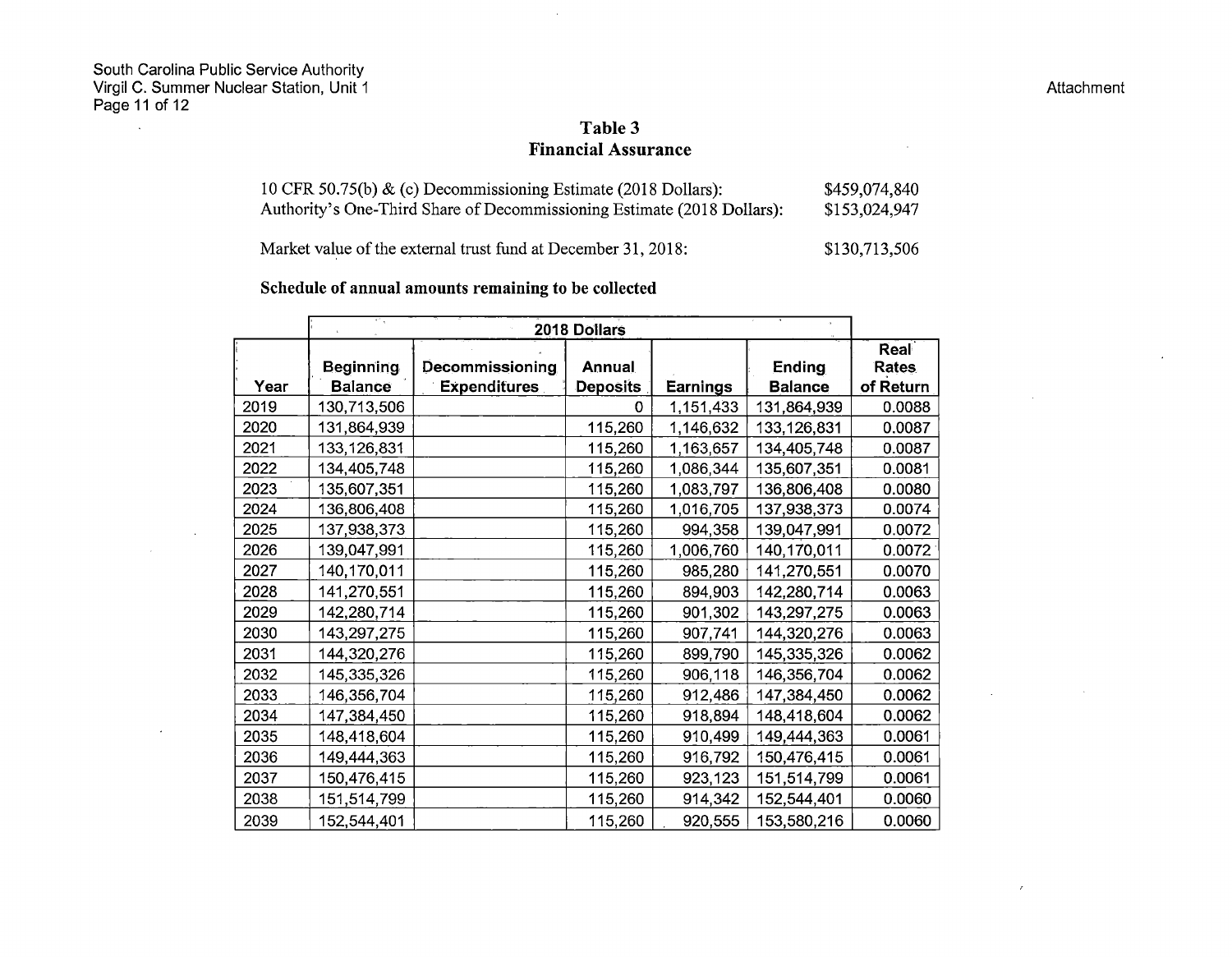South Carolina Public Service Authority
Virgil C. Summer Nuclear Station, Unit 1

Attachment

### Table 3
### Financial Assurance

| | |
|---|---|
| 10 CFR 50.75(b) & (c) Decommissioning Estimate (2018 Dollars): | $459,074,840 |
| Authority's One-Third Share of Decommissioning Estimate (2018 Dollars): | $153,024,947 |
| Market value of the external trust fund at December 31, 2018: | $130,713,506 |

**Schedule of annual amounts remaining to be collected**

| | 2018 Dollars | | | | | |
|---|---|---|---|---|---|---|
| Year | Beginning Balance | Decommissioning Expenditures | Annual Deposits | Earnings | Ending Balance | Real Rates of Return |
| 2019 | 130,713,506 | | 0 | 1,151,433 | 131,864,939 | 0.0088 |
| 2020 | 131,864,939 | | 115,260 | 1,146,632 | 133,126,831 | 0.0087 |
| 2021 | 133,126,831 | | 115,260 | 1,163,657 | 134,405,748 | 0.0087 |
| 2022 | 134,405,748 | | 115,260 | 1,086,344 | 135,607,351 | 0.0081 |
| 2023 | 135,607,351 | | 115,260 | 1,083,797 | 136,806,408 | 0.0080 |
| 2024 | 136,806,408 | | 115,260 | 1,016,705 | 137,938,373 | 0.0074 |
| 2025 | 137,938,373 | | 115,260 | 994,358 | 139,047,991 | 0.0072 |
| 2026 | 139,047,991 | | 115,260 | 1,006,760 | 140,170,011 | 0.0072 |
| 2027 | 140,170,011 | | 115,260 | 985,280 | 141,270,551 | 0.0070 |
| 2028 | 141,270,551 | | 115,260 | 894,903 | 142,280,714 | 0.0063 |
| 2029 | 142,280,714 | | 115,260 | 901,302 | 143,297,275 | 0.0063 |
| 2030 | 143,297,275 | | 115,260 | 907,741 | 144,320,276 | 0.0063 |
| 2031 | 144,320,276 | | 115,260 | 899,790 | 145,335,326 | 0.0062 |
| 2032 | 145,335,326 | | 115,260 | 906,118 | 146,356,704 | 0.0062 |
| 2033 | 146,356,704 | | 115,260 | 912,486 | 147,384,450 | 0.0062 |
| 2034 | 147,384,450 | | 115,260 | 918,894 | 148,418,604 | 0.0062 |
| 2035 | 148,418,604 | | 115,260 | 910,499 | 149,444,363 | 0.0061 |
| 2036 | 149,444,363 | | 115,260 | 916,792 | 150,476,415 | 0.0061 |
| 2037 | 150,476,415 | | 115,260 | 923,123 | 151,514,799 | 0.0061 |
| 2038 | 151,514,799 | | 115,260 | 914,342 | 152,544,401 | 0.0060 |
| 2039 | 152,544,401 | | 115,260 | 920,555 | 153,580,216 | 0.0060 |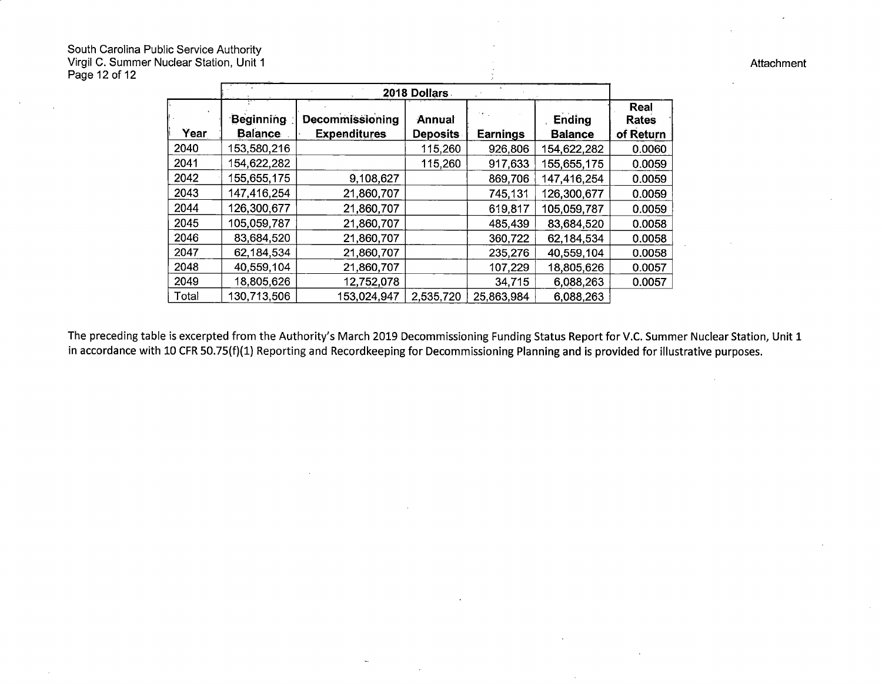| | 2018 Dollars | | | | | |
|---|---|---|---|---|---|---|
| Year | Beginning Balance | Decommissioning Expenditures | Annual Deposits | Earnings | Ending Balance | Real Rates of Return |
| 2040 | 153,580,216 | | 115,260 | 926,806 | 154,622,282 | 0.0060 |
| 2041 | 154,622,282 | | 115,260 | 917,633 | 155,655,175 | 0.0059 |
| 2042 | 155,655,175 | 9,108,627 | | 869,706 | 147,416,254 | 0.0059 |
| 2043 | 147,416,254 | 21,860,707 | | 745,131 | 126,300,677 | 0.0059 |
| 2044 | 126,300,677 | 21,860,707 | | 619,817 | 105,059,787 | 0.0059 |
| 2045 | 105,059,787 | 21,860,707 | | 485,439 | 83,684,520 | 0.0058 |
| 2046 | 83,684,520 | 21,860,707 | | 360,722 | 62,184,534 | 0.0058 |
| 2047 | 62,184,534 | 21,860,707 | | 235,276 | 40,559,104 | 0.0058 |
| 2048 | 40,559,104 | 21,860,707 | | 107,229 | 18,805,626 | 0.0057 |
| 2049 | 18,805,626 | 12,752,078 | | 34,715 | 6,088,263 | 0.0057 |
| Total | 130,713,506 | 153,024,947 | 2,535,720 | 25,863,984 | 6,088,263 | |

The preceding table is excerpted from the Authority's March 2019 Decommissioning Funding Status Report for V.C. Summer Nuclear Station, Unit 1 in accordance with 10 CFR 50.75(f)(1) Reporting and Recordkeeping for Decommissioning Planning and is provided for illustrative purposes.